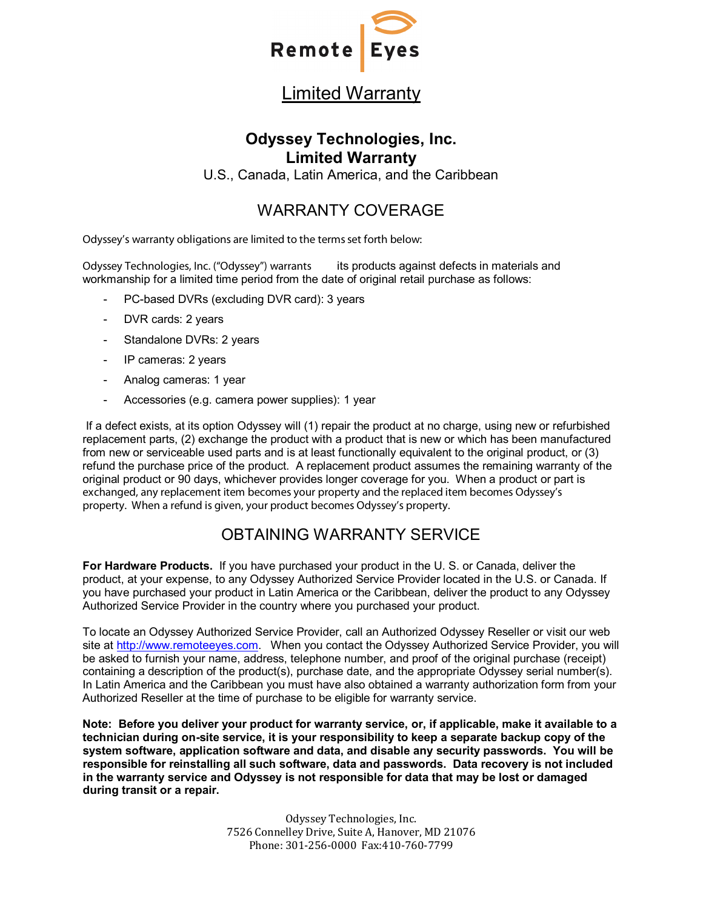Remote Eyes

# Limited Warranty

## Odyssey Technologies, Inc.
## Limited Warranty

U.S., Canada, Latin America, and the Caribbean

## WARRANTY COVERAGE

Odyssey's warranty obligations are limited to the terms set forth below:

Odyssey Technologies, Inc. ("Odyssey") warrants its products against defects in materials and workmanship for a limited time period from the date of original retail purchase as follows:

- PC-based DVRs (excluding DVR card): 3 years
- DVR cards: 2 years
- Standalone DVRs: 2 years
- IP cameras: 2 years
- Analog cameras: 1 year
- Accessories (e.g. camera power supplies): 1 year

If a defect exists, at its option Odyssey will (1) repair the product at no charge, using new or refurbished replacement parts, (2) exchange the product with a product that is new or which has been manufactured from new or serviceable used parts and is at least functionally equivalent to the original product, or (3) refund the purchase price of the product. A replacement product assumes the remaining warranty of the original product or 90 days, whichever provides longer coverage for you. When a product or part is exchanged, any replacement item becomes your property and the replaced item becomes Odyssey's property. When a refund is given, your product becomes Odyssey's property.

## OBTAINING WARRANTY SERVICE

**For Hardware Products.** If you have purchased your product in the U. S. or Canada, deliver the product, at your expense, to any Odyssey Authorized Service Provider located in the U.S. or Canada. If you have purchased your product in Latin America or the Caribbean, deliver the product to any Odyssey Authorized Service Provider in the country where you purchased your product.

To locate an Odyssey Authorized Service Provider, call an Authorized Odyssey Reseller or visit our web site at http://www.remoteeyes.com. When you contact the Odyssey Authorized Service Provider, you will be asked to furnish your name, address, telephone number, and proof of the original purchase (receipt) containing a description of the product(s), purchase date, and the appropriate Odyssey serial number(s). In Latin America and the Caribbean you must have also obtained a warranty authorization form from your Authorized Reseller at the time of purchase to be eligible for warranty service.

**Note: Before you deliver your product for warranty service, or, if applicable, make it available to a technician during on-site service, it is your responsibility to keep a separate backup copy of the system software, application software and data, and disable any security passwords. You will be responsible for reinstalling all such software, data and passwords. Data recovery is not included in the warranty service and Odyssey is not responsible for data that may be lost or damaged during transit or a repair.**

Odyssey Technologies, Inc.
7526 Connelley Drive, Suite A, Hanover, MD 21076
Phone: 301-256-0000 Fax:410-760-7799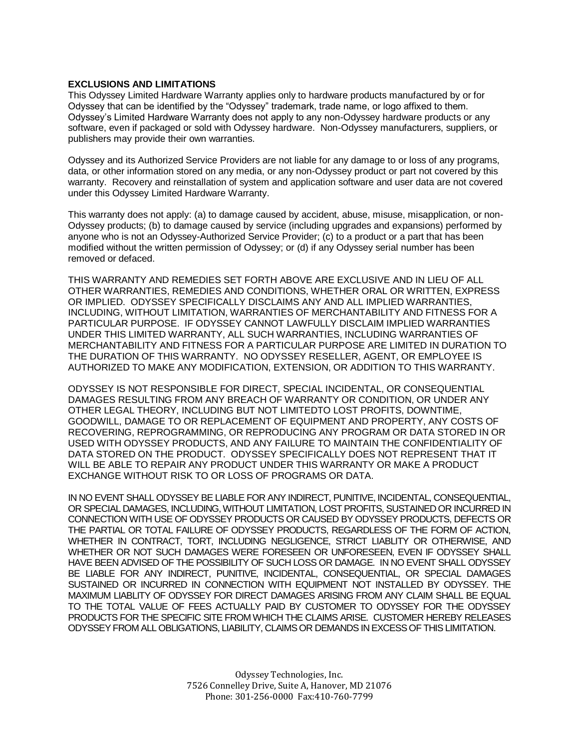**EXCLUSIONS AND LIMITATIONS**

This Odyssey Limited Hardware Warranty applies only to hardware products manufactured by or for Odyssey that can be identified by the "Odyssey" trademark, trade name, or logo affixed to them. Odyssey's Limited Hardware Warranty does not apply to any non-Odyssey hardware products or any software, even if packaged or sold with Odyssey hardware. Non-Odyssey manufacturers, suppliers, or publishers may provide their own warranties.

Odyssey and its Authorized Service Providers are not liable for any damage to or loss of any programs, data, or other information stored on any media, or any non-Odyssey product or part not covered by this warranty. Recovery and reinstallation of system and application software and user data are not covered under this Odyssey Limited Hardware Warranty.

This warranty does not apply: (a) to damage caused by accident, abuse, misuse, misapplication, or non-Odyssey products; (b) to damage caused by service (including upgrades and expansions) performed by anyone who is not an Odyssey-Authorized Service Provider; (c) to a product or a part that has been modified without the written permission of Odyssey; or (d) if any Odyssey serial number has been removed or defaced.

THIS WARRANTY AND REMEDIES SET FORTH ABOVE ARE EXCLUSIVE AND IN LIEU OF ALL OTHER WARRANTIES, REMEDIES AND CONDITIONS, WHETHER ORAL OR WRITTEN, EXPRESS OR IMPLIED. ODYSSEY SPECIFICALLY DISCLAIMS ANY AND ALL IMPLIED WARRANTIES, INCLUDING, WITHOUT LIMITATION, WARRANTIES OF MERCHANTABILITY AND FITNESS FOR A PARTICULAR PURPOSE. IF ODYSSEY CANNOT LAWFULLY DISCLAIM IMPLIED WARRANTIES UNDER THIS LIMITED WARRANTY, ALL SUCH WARRANTIES, INCLUDING WARRANTIES OF MERCHANTABILITY AND FITNESS FOR A PARTICULAR PURPOSE ARE LIMITED IN DURATION TO THE DURATION OF THIS WARRANTY. NO ODYSSEY RESELLER, AGENT, OR EMPLOYEE IS AUTHORIZED TO MAKE ANY MODIFICATION, EXTENSION, OR ADDITION TO THIS WARRANTY.

ODYSSEY IS NOT RESPONSIBLE FOR DIRECT, SPECIAL INCIDENTAL, OR CONSEQUENTIAL DAMAGES RESULTING FROM ANY BREACH OF WARRANTY OR CONDITION, OR UNDER ANY OTHER LEGAL THEORY, INCLUDING BUT NOT LIMITEDTO LOST PROFITS, DOWNTIME, GOODWILL, DAMAGE TO OR REPLACEMENT OF EQUIPMENT AND PROPERTY, ANY COSTS OF RECOVERING, REPROGRAMMING, OR REPRODUCING ANY PROGRAM OR DATA STORED IN OR USED WITH ODYSSEY PRODUCTS, AND ANY FAILURE TO MAINTAIN THE CONFIDENTIALITY OF DATA STORED ON THE PRODUCT. ODYSSEY SPECIFICALLY DOES NOT REPRESENT THAT IT WILL BE ABLE TO REPAIR ANY PRODUCT UNDER THIS WARRANTY OR MAKE A PRODUCT EXCHANGE WITHOUT RISK TO OR LOSS OF PROGRAMS OR DATA.

IN NO EVENT SHALL ODYSSEY BE LIABLE FOR ANY INDIRECT, PUNITIVE, INCIDENTAL, CONSEQUENTIAL, OR SPECIAL DAMAGES, INCLUDING, WITHOUT LIMITATION, LOST PROFITS, SUSTAINED OR INCURRED IN CONNECTION WITH USE OF ODYSSEY PRODUCTS OR CAUSED BY ODYSSEY PRODUCTS, DEFECTS OR THE PARTIAL OR TOTAL FAILURE OF ODYSSEY PRODUCTS, REGARDLESS OF THE FORM OF ACTION, WHETHER IN CONTRACT, TORT, INCLUDING NEGLIGENCE, STRICT LIABLITY OR OTHERWISE, AND WHETHER OR NOT SUCH DAMAGES WERE FORESEEN OR UNFORESEEN, EVEN IF ODYSSEY SHALL HAVE BEEN ADVISED OF THE POSSIBILITY OF SUCH LOSS OR DAMAGE. IN NO EVENT SHALL ODYSSEY BE LIABLE FOR ANY INDIRECT, PUNITIVE, INCIDENTAL, CONSEQUENTIAL, OR SPECIAL DAMAGES SUSTAINED OR INCURRED IN CONNECTION WITH EQUIPMENT NOT INSTALLED BY ODYSSEY. THE MAXIMUM LIABLITY OF ODYSSEY FOR DIRECT DAMAGES ARISING FROM ANY CLAIM SHALL BE EQUAL TO THE TOTAL VALUE OF FEES ACTUALLY PAID BY CUSTOMER TO ODYSSEY FOR THE ODYSSEY PRODUCTS FOR THE SPECIFIC SITE FROM WHICH THE CLAIMS ARISE. CUSTOMER HEREBY RELEASES ODYSSEY FROM ALL OBLIGATIONS, LIABILITY, CLAIMS OR DEMANDS IN EXCESS OF THIS LIMITATION.

Odyssey Technologies, Inc.
7526 Connelley Drive, Suite A, Hanover, MD 21076
Phone: 301-256-0000 Fax:410-760-7799